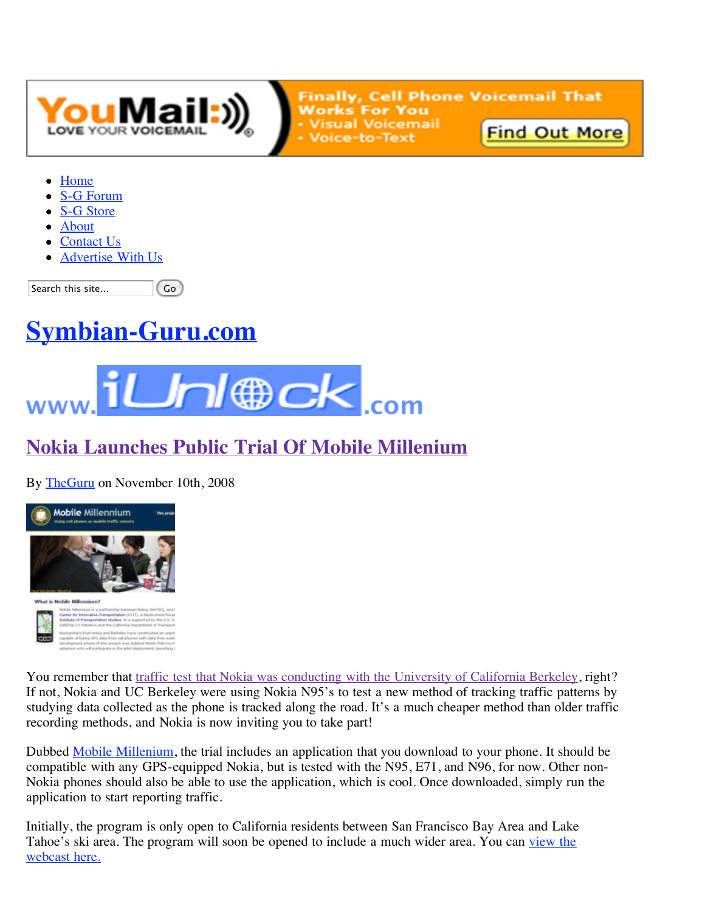- Home
- S-G Forum
- S-G Store
- About
- Contact Us
- Advertise With Us

Search this site... Go

# Symbian-Guru.com

## Nokia Launches Public Trial Of Mobile Millenium

By TheGuru on November 10th, 2008

You remember that traffic test that Nokia was conducting with the University of California Berkeley, right? If not, Nokia and UC Berkeley were using Nokia N95's to test a new method of tracking traffic patterns by studying data collected as the phone is tracked along the road. It's a much cheaper method than older traffic recording methods, and Nokia is now inviting you to take part!

Dubbed Mobile Millenium, the trial includes an application that you download to your phone. It should be compatible with any GPS-equipped Nokia, but is tested with the N95, E71, and N96, for now. Other non-Nokia phones should also be able to use the application, which is cool. Once downloaded, simply run the application to start reporting traffic.

Initially, the program is only open to California residents between San Francisco Bay Area and Lake Tahoe's ski area. The program will soon be opened to include a much wider area. You can view the webcast here.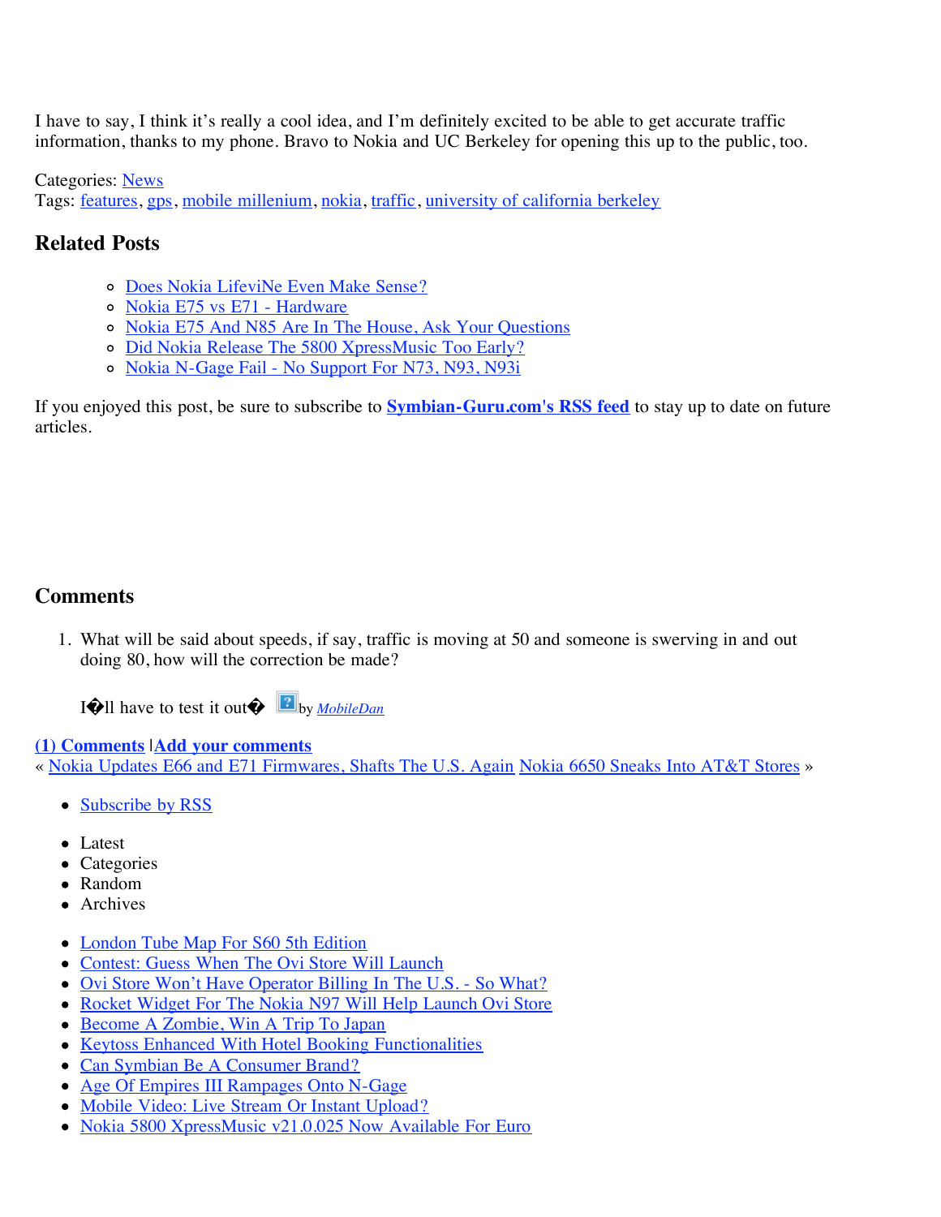I have to say, I think it’s really a cool idea, and I’m definitely excited to be able to get accurate traffic information, thanks to my phone. Bravo to Nokia and UC Berkeley for opening this up to the public, too.

Categories: News
Tags: features, gps, mobile millenium, nokia, traffic, university of california berkeley

## Related Posts

- Does Nokia LifeviNe Even Make Sense?
- Nokia E75 vs E71 - Hardware
- Nokia E75 And N85 Are In The House, Ask Your Questions
- Did Nokia Release The 5800 XpressMusic Too Early?
- Nokia N-Gage Fail - No Support For N73, N93, N93i

If you enjoyed this post, be sure to subscribe to **Symbian-Guru.com's RSS feed** to stay up to date on future articles.

## Comments

1. What will be said about speeds, if say, traffic is moving at 50 and someone is swerving in and out doing 80, how will the correction be made?

   I�ll have to test it out� by *MobileDan*

**(1) Comments** | **Add your comments**

« Nokia Updates E66 and E71 Firmwares, Shafts The U.S. Again Nokia 6650 Sneaks Into AT&T Stores »

- Subscribe by RSS

- Latest
- Categories
- Random
- Archives

- London Tube Map For S60 5th Edition
- Contest: Guess When The Ovi Store Will Launch
- Ovi Store Won’t Have Operator Billing In The U.S. - So What?
- Rocket Widget For The Nokia N97 Will Help Launch Ovi Store
- Become A Zombie, Win A Trip To Japan
- Keytoss Enhanced With Hotel Booking Functionalities
- Can Symbian Be A Consumer Brand?
- Age Of Empires III Rampages Onto N-Gage
- Mobile Video: Live Stream Or Instant Upload?
- Nokia 5800 XpressMusic v21.0.025 Now Available For Euro